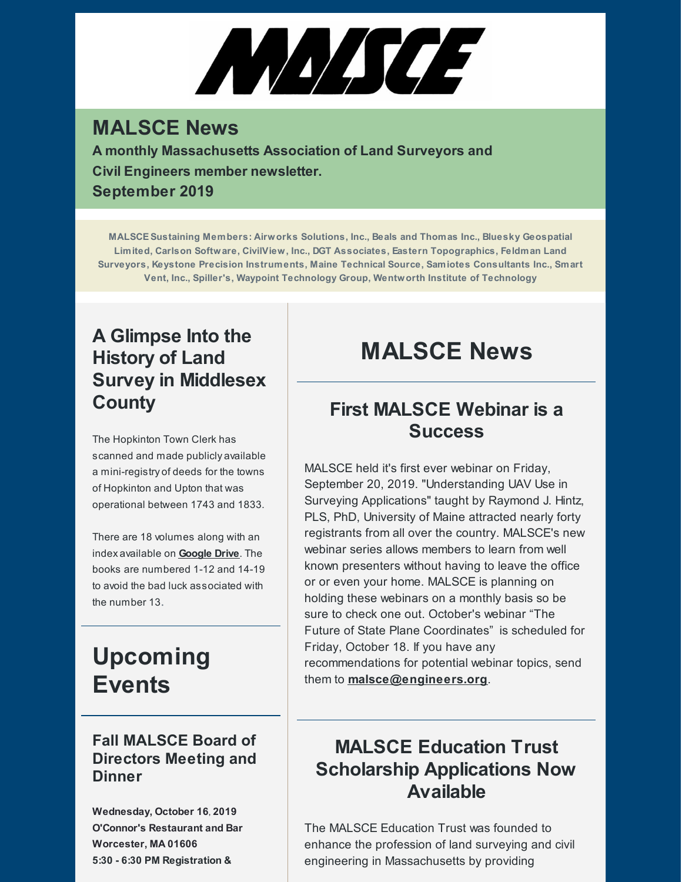# MALSCE News

**A monthly Massachusetts Association of Land Surveyors and Civil Engineers member newsletter.**
**September 2019**

**MALSCE Sustaining Members: Airworks Solutions, Inc., Beals and Thomas Inc., Bluesky Geospatial Limited, Carlson Software, CivilView, Inc., DGT Associates, Eastern Topographics, Feldman Land Surveyors, Keystone Precision Instruments, Maine Technical Source, Samiotes Consultants Inc., Smart Vent, Inc., Spiller's, Waypoint Technology Group, Wentworth Institute of Technology**

## A Glimpse Into the History of Land Survey in Middlesex County

The Hopkinton Town Clerk has scanned and made publicly available a mini-registry of deeds for the towns of Hopkinton and Upton that was operational between 1743 and 1833.

There are 18 volumes along with an index available on **Google Drive**. The books are numbered 1-12 and 14-19 to avoid the bad luck associated with the number 13.

# Upcoming Events

### Fall MALSCE Board of Directors Meeting and Dinner

**Wednesday, October 16, 2019**
**O'Connor's Restaurant and Bar**
**Worcester, MA 01606**
**5:30 - 6:30 PM Registration &**

# MALSCE News

## First MALSCE Webinar is a Success

MALSCE held it's first ever webinar on Friday, September 20, 2019. "Understanding UAV Use in Surveying Applications" taught by Raymond J. Hintz, PLS, PhD, University of Maine attracted nearly forty registrants from all over the country. MALSCE's new webinar series allows members to learn from well known presenters without having to leave the office or or even your home. MALSCE is planning on holding these webinars on a monthly basis so be sure to check one out. October's webinar "The Future of State Plane Coordinates" is scheduled for Friday, October 18. If you have any recommendations for potential webinar topics, send them to **malsce@engineers.org**.

## MALSCE Education Trust Scholarship Applications Now Available

The MALSCE Education Trust was founded to enhance the profession of land surveying and civil engineering in Massachusetts by providing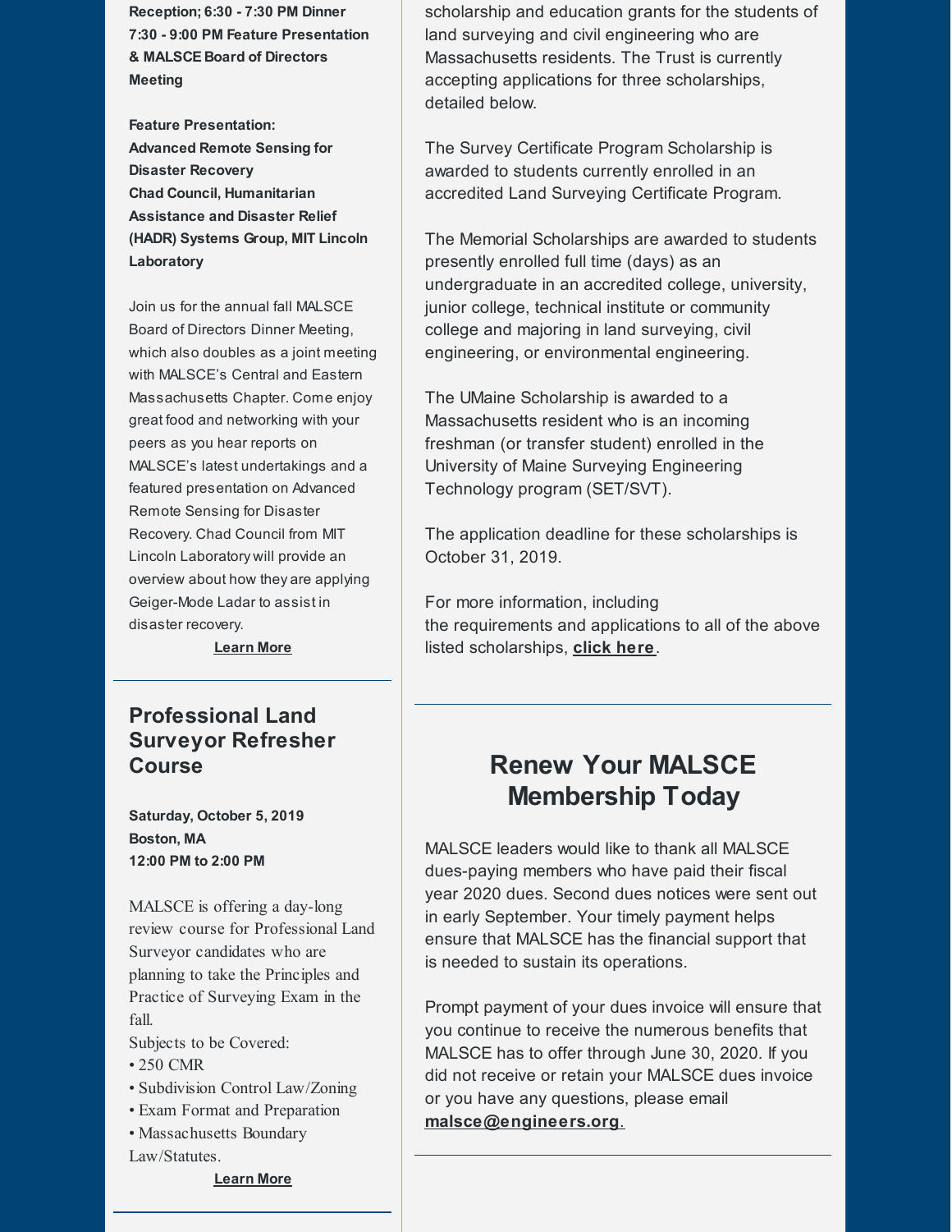**Reception; 6:30 - 7:30 PM Dinner**
**7:30 - 9:00 PM Feature Presentation & MALSCE Board of Directors Meeting**

**Feature Presentation:**
**Advanced Remote Sensing for Disaster Recovery**
**Chad Council, Humanitarian Assistance and Disaster Relief (HADR) Systems Group, MIT Lincoln Laboratory**

Join us for the annual fall MALSCE Board of Directors Dinner Meeting, which also doubles as a joint meeting with MALSCE's Central and Eastern Massachusetts Chapter. Come enjoy great food and networking with your peers as you hear reports on MALSCE's latest undertakings and a featured presentation on Advanced Remote Sensing for Disaster Recovery. Chad Council from MIT Lincoln Laboratory will provide an overview about how they are applying Geiger-Mode Ladar to assist in disaster recovery.

**Learn More**

## Professional Land Surveyor Refresher Course

**Saturday, October 5, 2019**
**Boston, MA**
**12:00 PM to 2:00 PM**

MALSCE is offering a day-long review course for Professional Land Surveyor candidates who are planning to take the Principles and Practice of Surveying Exam in the fall.

Subjects to be Covered:

- 250 CMR
- Subdivision Control Law/Zoning
- Exam Format and Preparation
- Massachusetts Boundary Law/Statutes.

**Learn More**

scholarship and education grants for the students of land surveying and civil engineering who are Massachusetts residents. The Trust is currently accepting applications for three scholarships, detailed below.

The Survey Certificate Program Scholarship is awarded to students currently enrolled in an accredited Land Surveying Certificate Program.

The Memorial Scholarships are awarded to students presently enrolled full time (days) as an undergraduate in an accredited college, university, junior college, technical institute or community college and majoring in land surveying, civil engineering, or environmental engineering.

The UMaine Scholarship is awarded to a Massachusetts resident who is an incoming freshman (or transfer student) enrolled in the University of Maine Surveying Engineering Technology program (SET/SVT).

The application deadline for these scholarships is October 31, 2019.

For more information, including the requirements and applications to all of the above listed scholarships, **click here**.

## Renew Your MALSCE Membership Today

MALSCE leaders would like to thank all MALSCE dues-paying members who have paid their fiscal year 2020 dues. Second dues notices were sent out in early September. Your timely payment helps ensure that MALSCE has the financial support that is needed to sustain its operations.

Prompt payment of your dues invoice will ensure that you continue to receive the numerous benefits that MALSCE has to offer through June 30, 2020. If you did not receive or retain your MALSCE dues invoice or you have any questions, please email **malsce@engineers.org**.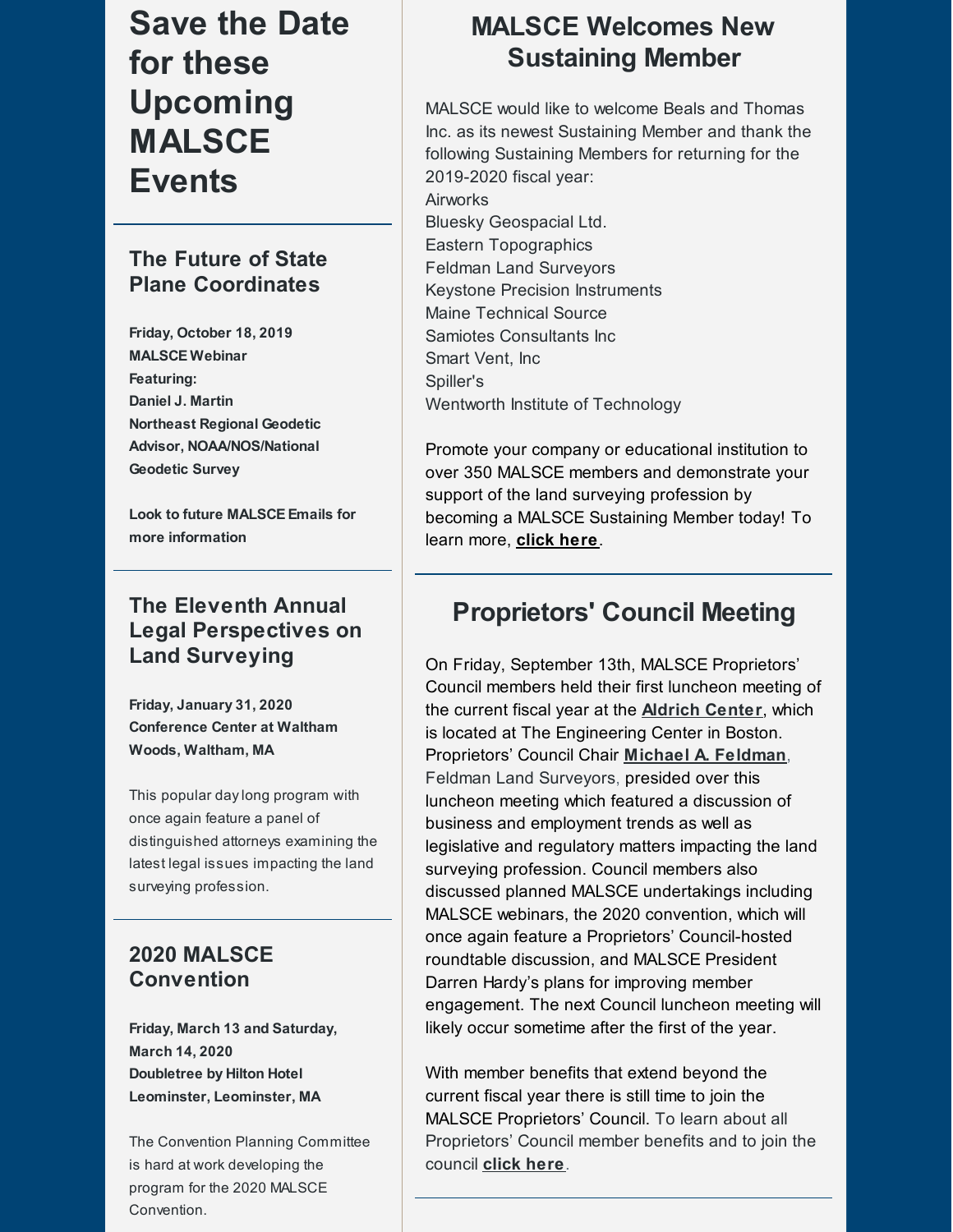# Save the Date for these Upcoming MALSCE Events

## The Future of State Plane Coordinates

**Friday, October 18, 2019**
**MALSCE Webinar**
**Featuring:**
**Daniel J. Martin**
**Northeast Regional Geodetic Advisor, NOAA/NOS/National Geodetic Survey**

**Look to future MALSCE Emails for more information**

## The Eleventh Annual Legal Perspectives on Land Surveying

**Friday, January 31, 2020**
**Conference Center at Waltham Woods, Waltham, MA**

This popular day long program with once again feature a panel of distinguished attorneys examining the latest legal issues impacting the land surveying profession.

## 2020 MALSCE Convention

**Friday, March 13 and Saturday, March 14, 2020**
**Doubletree by Hilton Hotel Leominster, Leominster, MA**

The Convention Planning Committee is hard at work developing the program for the 2020 MALSCE Convention.

## MALSCE Welcomes New Sustaining Member

MALSCE would like to welcome Beals and Thomas Inc. as its newest Sustaining Member and thank the following Sustaining Members for returning for the 2019-2020 fiscal year:

Airworks
Bluesky Geospacial Ltd.
Eastern Topographics
Feldman Land Surveyors
Keystone Precision Instruments
Maine Technical Source
Samiotes Consultants Inc
Smart Vent, Inc
Spiller's
Wentworth Institute of Technology

Promote your company or educational institution to over 350 MALSCE members and demonstrate your support of the land surveying profession by becoming a MALSCE Sustaining Member today! To learn more, **click here**.

## Proprietors' Council Meeting

On Friday, September 13th, MALSCE Proprietors' Council members held their first luncheon meeting of the current fiscal year at the **Aldrich Center**, which is located at The Engineering Center in Boston. Proprietors' Council Chair **Michael A. Feldman**, Feldman Land Surveyors, presided over this luncheon meeting which featured a discussion of business and employment trends as well as legislative and regulatory matters impacting the land surveying profession. Council members also discussed planned MALSCE undertakings including MALSCE webinars, the 2020 convention, which will once again feature a Proprietors' Council-hosted roundtable discussion, and MALSCE President Darren Hardy's plans for improving member engagement. The next Council luncheon meeting will likely occur sometime after the first of the year.

With member benefits that extend beyond the current fiscal year there is still time to join the MALSCE Proprietors' Council. To learn about all Proprietors' Council member benefits and to join the council **click here**.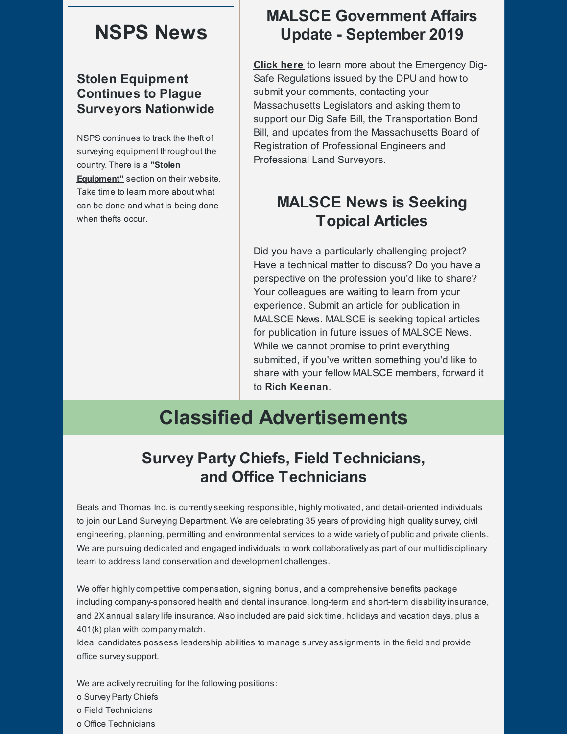## NSPS News

### Stolen Equipment Continues to Plague Surveyors Nationwide

NSPS continues to track the theft of surveying equipment throughout the country. There is a **"Stolen Equipment"** section on their website. Take time to learn more about what can be done and what is being done when thefts occur.

## MALSCE Government Affairs Update - September 2019

**Click here** to learn more about the Emergency Dig-Safe Regulations issued by the DPU and how to submit your comments, contacting your Massachusetts Legislators and asking them to support our Dig Safe Bill, the Transportation Bond Bill, and updates from the Massachusetts Board of Registration of Professional Engineers and Professional Land Surveyors.

## MALSCE News is Seeking Topical Articles

Did you have a particularly challenging project? Have a technical matter to discuss? Do you have a perspective on the profession you'd like to share? Your colleagues are waiting to learn from your experience. Submit an article for publication in MALSCE News. MALSCE is seeking topical articles for publication in future issues of MALSCE News. While we cannot promise to print everything submitted, if you've written something you'd like to share with your fellow MALSCE members, forward it to **Rich Keenan**.

# Classified Advertisements

## Survey Party Chiefs, Field Technicians, and Office Technicians

Beals and Thomas Inc. is currently seeking responsible, highly motivated, and detail-oriented individuals to join our Land Surveying Department. We are celebrating 35 years of providing high quality survey, civil engineering, planning, permitting and environmental services to a wide variety of public and private clients. We are pursuing dedicated and engaged individuals to work collaboratively as part of our multidisciplinary team to address land conservation and development challenges.

We offer highly competitive compensation, signing bonus, and a comprehensive benefits package including company-sponsored health and dental insurance, long-term and short-term disability insurance, and 2X annual salary life insurance. Also included are paid sick time, holidays and vacation days, plus a 401(k) plan with company match.
Ideal candidates possess leadership abilities to manage survey assignments in the field and provide office survey support.

We are actively recruiting for the following positions:
o Survey Party Chiefs
o Field Technicians
o Office Technicians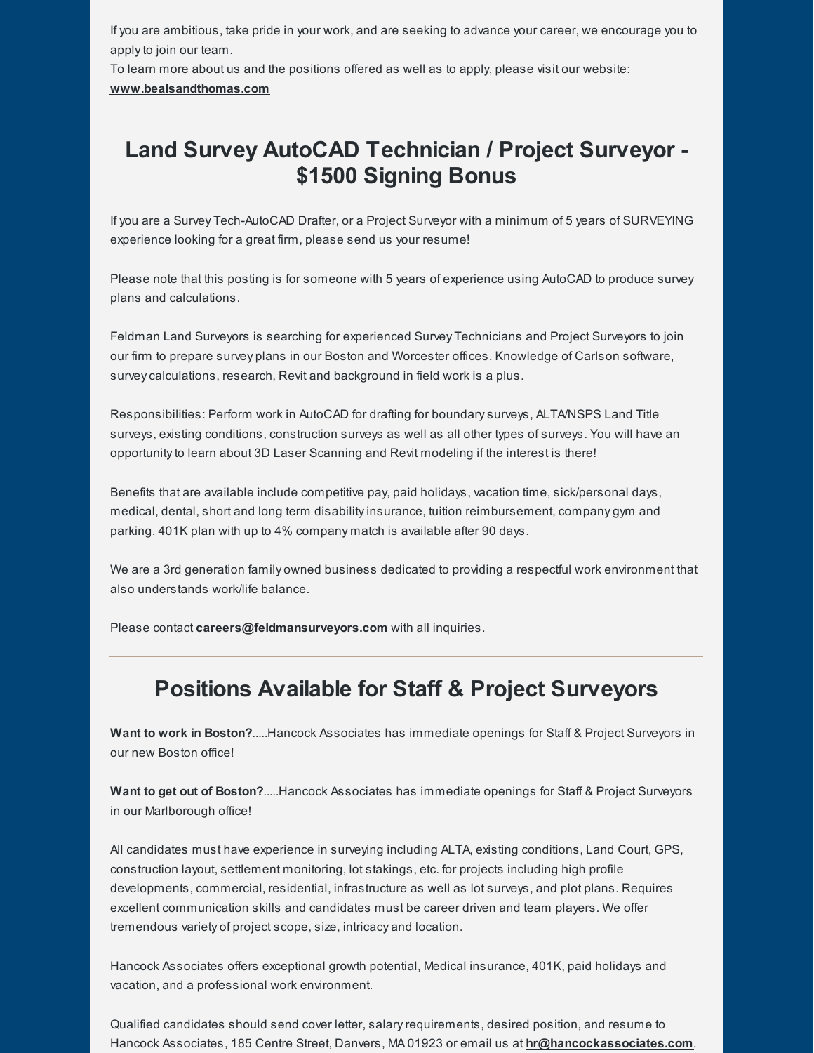If you are ambitious, take pride in your work, and are seeking to advance your career, we encourage you to apply to join our team.
To learn more about us and the positions offered as well as to apply, please visit our website: **www.bealsandthomas.com**

---

## Land Survey AutoCAD Technician / Project Surveyor - $1500 Signing Bonus

If you are a Survey Tech-AutoCAD Drafter, or a Project Surveyor with a minimum of 5 years of SURVEYING experience looking for a great firm, please send us your resume!

Please note that this posting is for someone with 5 years of experience using AutoCAD to produce survey plans and calculations.

Feldman Land Surveyors is searching for experienced Survey Technicians and Project Surveyors to join our firm to prepare survey plans in our Boston and Worcester offices. Knowledge of Carlson software, survey calculations, research, Revit and background in field work is a plus.

Responsibilities: Perform work in AutoCAD for drafting for boundary surveys, ALTA/NSPS Land Title surveys, existing conditions, construction surveys as well as all other types of surveys. You will have an opportunity to learn about 3D Laser Scanning and Revit modeling if the interest is there!

Benefits that are available include competitive pay, paid holidays, vacation time, sick/personal days, medical, dental, short and long term disability insurance, tuition reimbursement, company gym and parking. 401K plan with up to 4% company match is available after 90 days.

We are a 3rd generation family owned business dedicated to providing a respectful work environment that also understands work/life balance.

Please contact **careers@feldmansurveyors.com** with all inquiries.

---

## Positions Available for Staff & Project Surveyors

**Want to work in Boston?**.....Hancock Associates has immediate openings for Staff & Project Surveyors in our new Boston office!

**Want to get out of Boston?**.....Hancock Associates has immediate openings for Staff & Project Surveyors in our Marlborough office!

All candidates must have experience in surveying including ALTA, existing conditions, Land Court, GPS, construction layout, settlement monitoring, lot stakings, etc. for projects including high profile developments, commercial, residential, infrastructure as well as lot surveys, and plot plans. Requires excellent communication skills and candidates must be career driven and team players. We offer tremendous variety of project scope, size, intricacy and location.

Hancock Associates offers exceptional growth potential, Medical insurance, 401K, paid holidays and vacation, and a professional work environment.

Qualified candidates should send cover letter, salary requirements, desired position, and resume to Hancock Associates, 185 Centre Street, Danvers, MA 01923 or email us at **hr@hancockassociates.com**.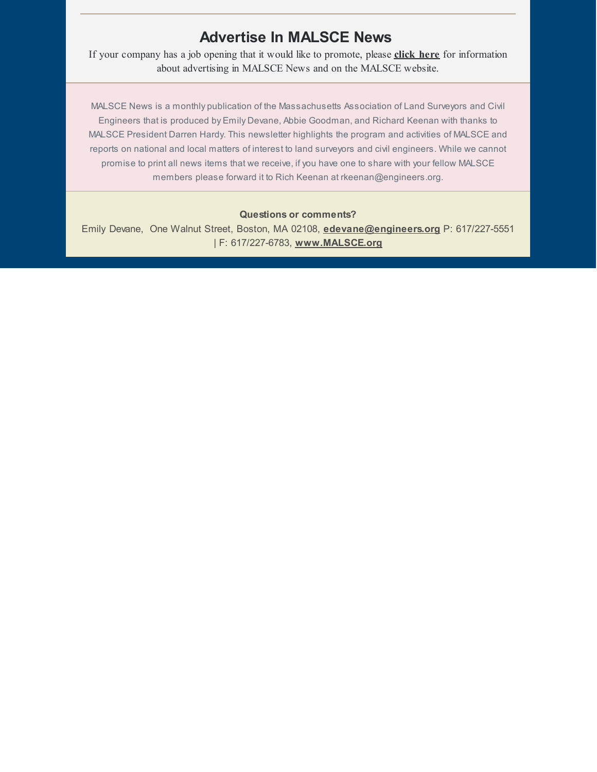## Advertise In MALSCE News

If your company has a job opening that it would like to promote, please **click here** for information about advertising in MALSCE News and on the MALSCE website.

MALSCE News is a monthly publication of the Massachusetts Association of Land Surveyors and Civil Engineers that is produced by Emily Devane, Abbie Goodman, and Richard Keenan with thanks to MALSCE President Darren Hardy. This newsletter highlights the program and activities of MALSCE and reports on national and local matters of interest to land surveyors and civil engineers. While we cannot promise to print all news items that we receive, if you have one to share with your fellow MALSCE members please forward it to Rich Keenan at rkeenan@engineers.org.

**Questions or comments?**

Emily Devane, One Walnut Street, Boston, MA 02108, **edevane@engineers.org** P: 617/227-5551 | F: 617/227-6783, **www.MALSCE.org**